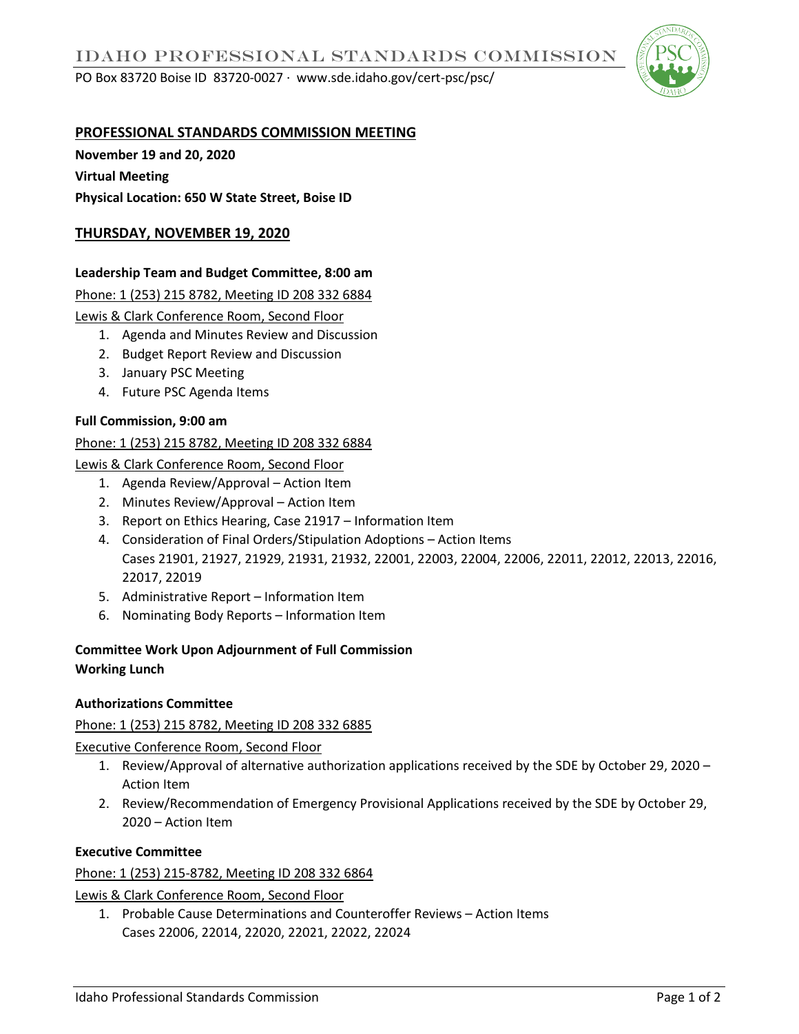# IDAHO PROFESSIONAL STANDARDS COMMISSION

PO Box 83720 Boise ID 83720-0027 · www.sde.idaho.gov/cert-psc/psc/

## PROFESSIONAL STANDARDS COMMISSION MEETING

**November 19 and 20, 2020**

**Virtual Meeting**

**Physical Location: 650 W State Street, Boise ID**

## THURSDAY, NOVEMBER 19, 2020

### Leadership Team and Budget Committee, 8:00 am

Phone: 1 (253) 215 8782, Meeting ID 208 332 6884

Lewis & Clark Conference Room, Second Floor

1. Agenda and Minutes Review and Discussion
2. Budget Report Review and Discussion
3. January PSC Meeting
4. Future PSC Agenda Items

### Full Commission, 9:00 am

Phone: 1 (253) 215 8782, Meeting ID 208 332 6884

Lewis & Clark Conference Room, Second Floor

1. Agenda Review/Approval – Action Item
2. Minutes Review/Approval – Action Item
3. Report on Ethics Hearing, Case 21917 – Information Item
4. Consideration of Final Orders/Stipulation Adoptions – Action Items
   Cases 21901, 21927, 21929, 21931, 21932, 22001, 22003, 22004, 22006, 22011, 22012, 22013, 22016, 22017, 22019
5. Administrative Report – Information Item
6. Nominating Body Reports – Information Item

**Committee Work Upon Adjournment of Full Commission**
**Working Lunch**

### Authorizations Committee

Phone: 1 (253) 215 8782, Meeting ID 208 332 6885

Executive Conference Room, Second Floor

1. Review/Approval of alternative authorization applications received by the SDE by October 29, 2020 – Action Item
2. Review/Recommendation of Emergency Provisional Applications received by the SDE by October 29, 2020 – Action Item

### Executive Committee

Phone: 1 (253) 215-8782, Meeting ID 208 332 6864

Lewis & Clark Conference Room, Second Floor

1. Probable Cause Determinations and Counteroffer Reviews – Action Items
   Cases 22006, 22014, 22020, 22021, 22022, 22024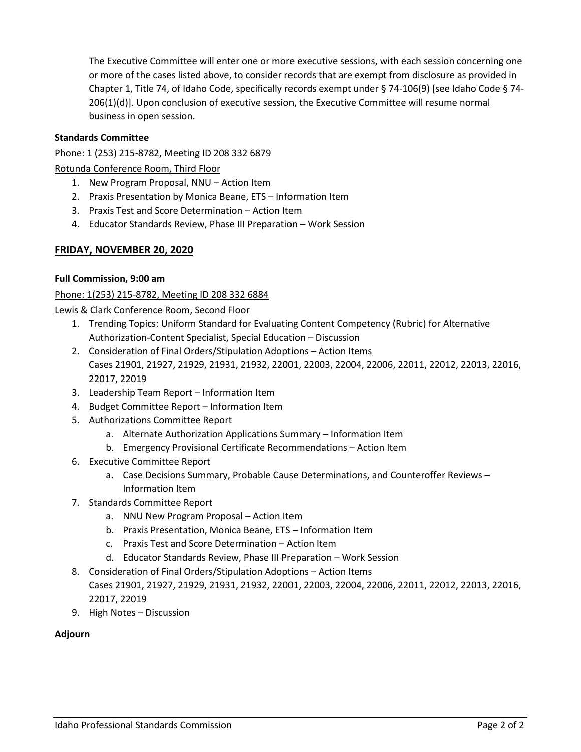The Executive Committee will enter one or more executive sessions, with each session concerning one or more of the cases listed above, to consider records that are exempt from disclosure as provided in Chapter 1, Title 74, of Idaho Code, specifically records exempt under § 74-106(9) [see Idaho Code § 74-206(1)(d)]. Upon conclusion of executive session, the Executive Committee will resume normal business in open session.

**Standards Committee**

Phone: 1 (253) 215-8782, Meeting ID 208 332 6879

Rotunda Conference Room, Third Floor

1. New Program Proposal, NNU – Action Item
2. Praxis Presentation by Monica Beane, ETS – Information Item
3. Praxis Test and Score Determination – Action Item
4. Educator Standards Review, Phase III Preparation – Work Session

## FRIDAY, NOVEMBER 20, 2020

**Full Commission, 9:00 am**

Phone: 1(253) 215-8782, Meeting ID 208 332 6884

Lewis & Clark Conference Room, Second Floor

1. Trending Topics: Uniform Standard for Evaluating Content Competency (Rubric) for Alternative Authorization-Content Specialist, Special Education – Discussion
2. Consideration of Final Orders/Stipulation Adoptions – Action Items
   Cases 21901, 21927, 21929, 21931, 21932, 22001, 22003, 22004, 22006, 22011, 22012, 22013, 22016, 22017, 22019
3. Leadership Team Report – Information Item
4. Budget Committee Report – Information Item
5. Authorizations Committee Report
   a. Alternate Authorization Applications Summary – Information Item
   b. Emergency Provisional Certificate Recommendations – Action Item
6. Executive Committee Report
   a. Case Decisions Summary, Probable Cause Determinations, and Counteroffer Reviews – Information Item
7. Standards Committee Report
   a. NNU New Program Proposal – Action Item
   b. Praxis Presentation, Monica Beane, ETS – Information Item
   c. Praxis Test and Score Determination – Action Item
   d. Educator Standards Review, Phase III Preparation – Work Session
8. Consideration of Final Orders/Stipulation Adoptions – Action Items
   Cases 21901, 21927, 21929, 21931, 21932, 22001, 22003, 22004, 22006, 22011, 22012, 22013, 22016, 22017, 22019
9. High Notes – Discussion

**Adjourn**